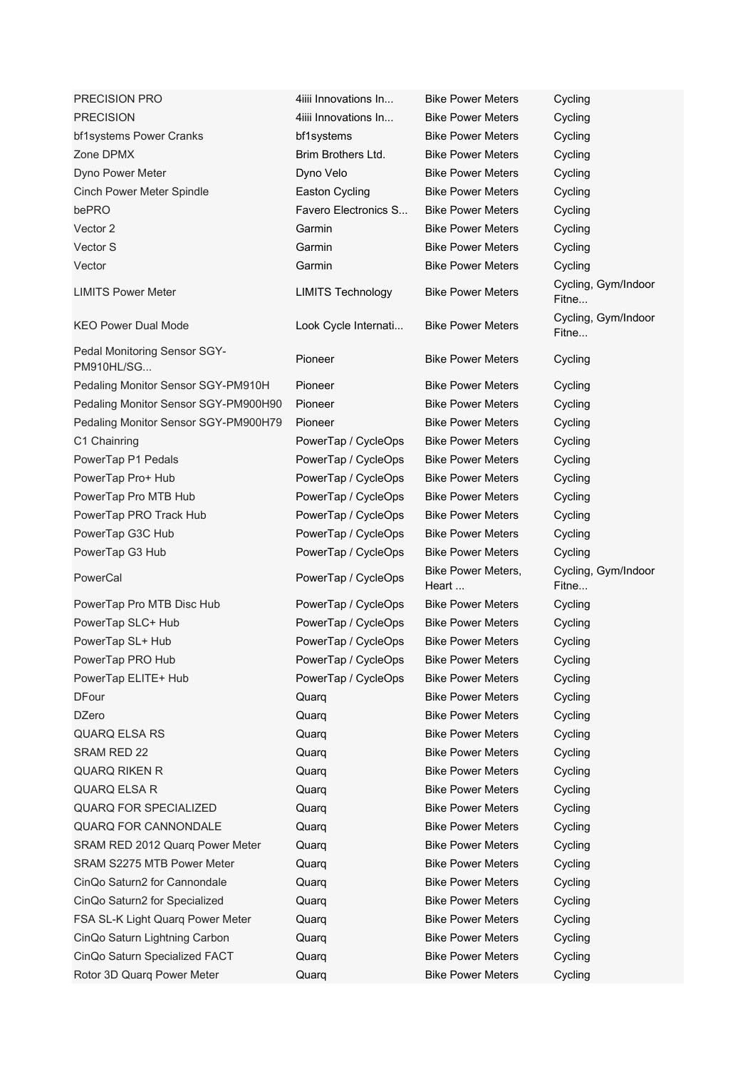| | | | |
|---|---|---|---|
| PRECISION PRO | 4iiii Innovations In... | Bike Power Meters | Cycling |
| PRECISION | 4iiii Innovations In... | Bike Power Meters | Cycling |
| bf1systems Power Cranks | bf1systems | Bike Power Meters | Cycling |
| Zone DPMX | Brim Brothers Ltd. | Bike Power Meters | Cycling |
| Dyno Power Meter | Dyno Velo | Bike Power Meters | Cycling |
| Cinch Power Meter Spindle | Easton Cycling | Bike Power Meters | Cycling |
| bePRO | Favero Electronics S... | Bike Power Meters | Cycling |
| Vector 2 | Garmin | Bike Power Meters | Cycling |
| Vector S | Garmin | Bike Power Meters | Cycling |
| Vector | Garmin | Bike Power Meters | Cycling |
| LIMITS Power Meter | LIMITS Technology | Bike Power Meters | Cycling, Gym/Indoor Fitne... |
| KEO Power Dual Mode | Look Cycle Internati... | Bike Power Meters | Cycling, Gym/Indoor Fitne... |
| Pedal Monitoring Sensor SGY-PM910HL/SG... | Pioneer | Bike Power Meters | Cycling |
| Pedaling Monitor Sensor SGY-PM910H | Pioneer | Bike Power Meters | Cycling |
| Pedaling Monitor Sensor SGY-PM900H90 | Pioneer | Bike Power Meters | Cycling |
| Pedaling Monitor Sensor SGY-PM900H79 | Pioneer | Bike Power Meters | Cycling |
| C1 Chainring | PowerTap / CycleOps | Bike Power Meters | Cycling |
| PowerTap P1 Pedals | PowerTap / CycleOps | Bike Power Meters | Cycling |
| PowerTap Pro+ Hub | PowerTap / CycleOps | Bike Power Meters | Cycling |
| PowerTap Pro MTB Hub | PowerTap / CycleOps | Bike Power Meters | Cycling |
| PowerTap PRO Track Hub | PowerTap / CycleOps | Bike Power Meters | Cycling |
| PowerTap G3C Hub | PowerTap / CycleOps | Bike Power Meters | Cycling |
| PowerTap G3 Hub | PowerTap / CycleOps | Bike Power Meters | Cycling |
| PowerCal | PowerTap / CycleOps | Bike Power Meters, Heart ... | Cycling, Gym/Indoor Fitne... |
| PowerTap Pro MTB Disc Hub | PowerTap / CycleOps | Bike Power Meters | Cycling |
| PowerTap SLC+ Hub | PowerTap / CycleOps | Bike Power Meters | Cycling |
| PowerTap SL+ Hub | PowerTap / CycleOps | Bike Power Meters | Cycling |
| PowerTap PRO Hub | PowerTap / CycleOps | Bike Power Meters | Cycling |
| PowerTap ELITE+ Hub | PowerTap / CycleOps | Bike Power Meters | Cycling |
| DFour | Quarq | Bike Power Meters | Cycling |
| DZero | Quarq | Bike Power Meters | Cycling |
| QUARQ ELSA RS | Quarq | Bike Power Meters | Cycling |
| SRAM RED 22 | Quarq | Bike Power Meters | Cycling |
| QUARQ RIKEN R | Quarq | Bike Power Meters | Cycling |
| QUARQ ELSA R | Quarq | Bike Power Meters | Cycling |
| QUARQ FOR SPECIALIZED | Quarq | Bike Power Meters | Cycling |
| QUARQ FOR CANNONDALE | Quarq | Bike Power Meters | Cycling |
| SRAM RED 2012 Quarq Power Meter | Quarq | Bike Power Meters | Cycling |
| SRAM S2275 MTB Power Meter | Quarq | Bike Power Meters | Cycling |
| CinQo Saturn2 for Cannondale | Quarq | Bike Power Meters | Cycling |
| CinQo Saturn2 for Specialized | Quarq | Bike Power Meters | Cycling |
| FSA SL-K Light Quarq Power Meter | Quarq | Bike Power Meters | Cycling |
| CinQo Saturn Lightning Carbon | Quarq | Bike Power Meters | Cycling |
| CinQo Saturn Specialized FACT | Quarq | Bike Power Meters | Cycling |
| Rotor 3D Quarq Power Meter | Quarq | Bike Power Meters | Cycling |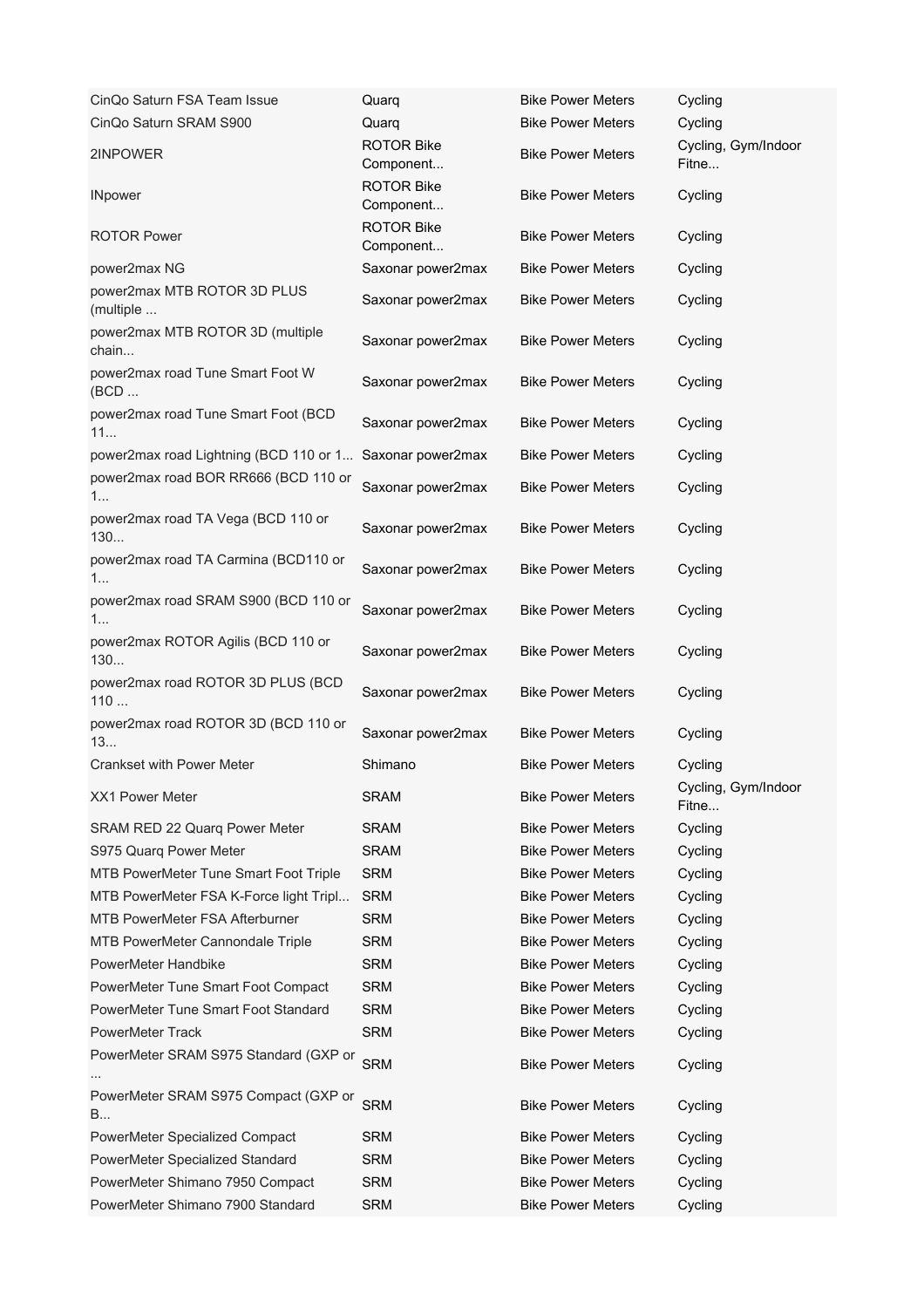| | | | |
|---|---|---|---|
| CinQo Saturn FSA Team Issue | Quarq | Bike Power Meters | Cycling |
| CinQo Saturn SRAM S900 | Quarq | Bike Power Meters | Cycling |
| 2INPOWER | ROTOR Bike Component... | Bike Power Meters | Cycling, Gym/Indoor Fitne... |
| INpower | ROTOR Bike Component... | Bike Power Meters | Cycling |
| ROTOR Power | ROTOR Bike Component... | Bike Power Meters | Cycling |
| power2max NG | Saxonar power2max | Bike Power Meters | Cycling |
| power2max MTB ROTOR 3D PLUS (multiple ... | Saxonar power2max | Bike Power Meters | Cycling |
| power2max MTB ROTOR 3D (multiple chain... | Saxonar power2max | Bike Power Meters | Cycling |
| power2max road Tune Smart Foot W (BCD ... | Saxonar power2max | Bike Power Meters | Cycling |
| power2max road Tune Smart Foot (BCD 11... | Saxonar power2max | Bike Power Meters | Cycling |
| power2max road Lightning (BCD 110 or 1... | Saxonar power2max | Bike Power Meters | Cycling |
| power2max road BOR RR666 (BCD 110 or 1... | Saxonar power2max | Bike Power Meters | Cycling |
| power2max road TA Vega (BCD 110 or 130... | Saxonar power2max | Bike Power Meters | Cycling |
| power2max road TA Carmina (BCD110 or 1... | Saxonar power2max | Bike Power Meters | Cycling |
| power2max road SRAM S900 (BCD 110 or 1... | Saxonar power2max | Bike Power Meters | Cycling |
| power2max ROTOR Agilis (BCD 110 or 130... | Saxonar power2max | Bike Power Meters | Cycling |
| power2max road ROTOR 3D PLUS (BCD 110 ... | Saxonar power2max | Bike Power Meters | Cycling |
| power2max road ROTOR 3D (BCD 110 or 13... | Saxonar power2max | Bike Power Meters | Cycling |
| Crankset with Power Meter | Shimano | Bike Power Meters | Cycling |
| XX1 Power Meter | SRAM | Bike Power Meters | Cycling, Gym/Indoor Fitne... |
| SRAM RED 22 Quarq Power Meter | SRAM | Bike Power Meters | Cycling |
| S975 Quarq Power Meter | SRAM | Bike Power Meters | Cycling |
| MTB PowerMeter Tune Smart Foot Triple | SRM | Bike Power Meters | Cycling |
| MTB PowerMeter FSA K-Force light Tripl... | SRM | Bike Power Meters | Cycling |
| MTB PowerMeter FSA Afterburner | SRM | Bike Power Meters | Cycling |
| MTB PowerMeter Cannondale Triple | SRM | Bike Power Meters | Cycling |
| PowerMeter Handbike | SRM | Bike Power Meters | Cycling |
| PowerMeter Tune Smart Foot Compact | SRM | Bike Power Meters | Cycling |
| PowerMeter Tune Smart Foot Standard | SRM | Bike Power Meters | Cycling |
| PowerMeter Track | SRM | Bike Power Meters | Cycling |
| PowerMeter SRAM S975 Standard (GXP or ... | SRM | Bike Power Meters | Cycling |
| PowerMeter SRAM S975 Compact (GXP or B... | SRM | Bike Power Meters | Cycling |
| PowerMeter Specialized Compact | SRM | Bike Power Meters | Cycling |
| PowerMeter Specialized Standard | SRM | Bike Power Meters | Cycling |
| PowerMeter Shimano 7950 Compact | SRM | Bike Power Meters | Cycling |
| PowerMeter Shimano 7900 Standard | SRM | Bike Power Meters | Cycling |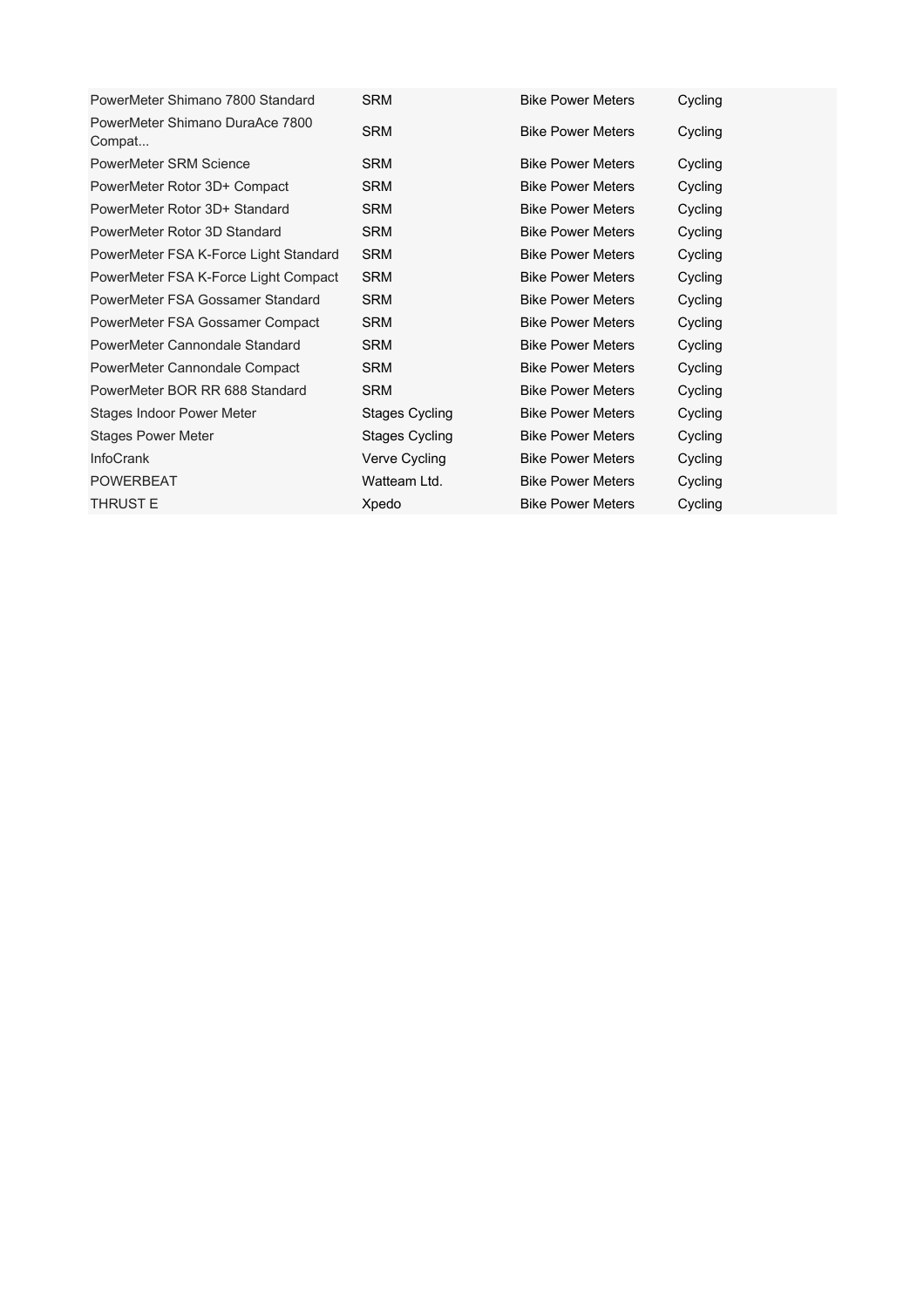| | | | |
|---|---|---|---|
| PowerMeter Shimano 7800 Standard | SRM | Bike Power Meters | Cycling |
| PowerMeter Shimano DuraAce 7800 Compat... | SRM | Bike Power Meters | Cycling |
| PowerMeter SRM Science | SRM | Bike Power Meters | Cycling |
| PowerMeter Rotor 3D+ Compact | SRM | Bike Power Meters | Cycling |
| PowerMeter Rotor 3D+ Standard | SRM | Bike Power Meters | Cycling |
| PowerMeter Rotor 3D Standard | SRM | Bike Power Meters | Cycling |
| PowerMeter FSA K-Force Light Standard | SRM | Bike Power Meters | Cycling |
| PowerMeter FSA K-Force Light Compact | SRM | Bike Power Meters | Cycling |
| PowerMeter FSA Gossamer Standard | SRM | Bike Power Meters | Cycling |
| PowerMeter FSA Gossamer Compact | SRM | Bike Power Meters | Cycling |
| PowerMeter Cannondale Standard | SRM | Bike Power Meters | Cycling |
| PowerMeter Cannondale Compact | SRM | Bike Power Meters | Cycling |
| PowerMeter BOR RR 688 Standard | SRM | Bike Power Meters | Cycling |
| Stages Indoor Power Meter | Stages Cycling | Bike Power Meters | Cycling |
| Stages Power Meter | Stages Cycling | Bike Power Meters | Cycling |
| InfoCrank | Verve Cycling | Bike Power Meters | Cycling |
| POWERBEAT | Watteam Ltd. | Bike Power Meters | Cycling |
| THRUST E | Xpedo | Bike Power Meters | Cycling |